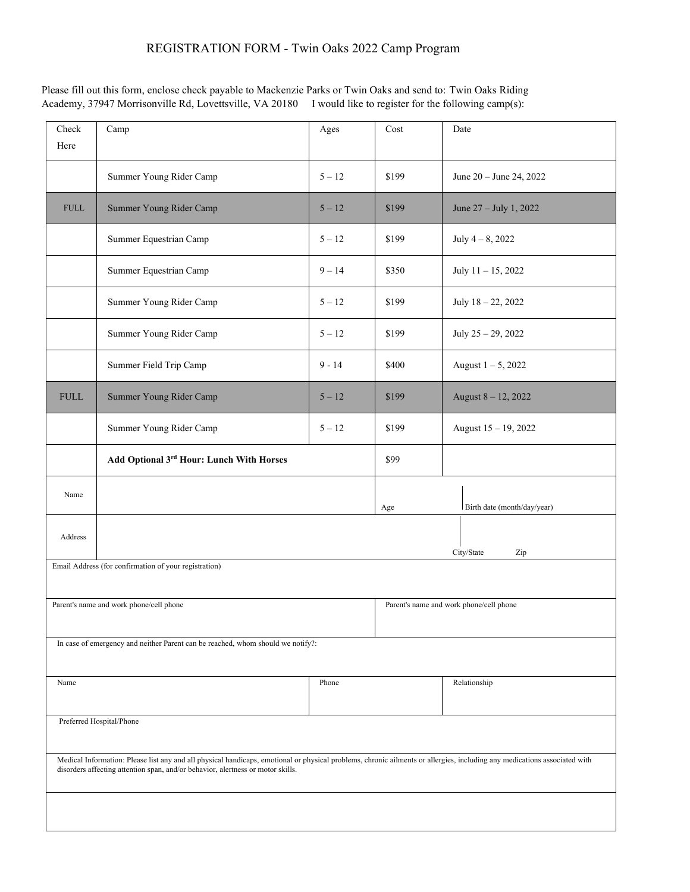# REGISTRATION FORM - Twin Oaks 2022 Camp Program

Please fill out this form, enclose check payable to Mackenzie Parks or Twin Oaks and send to: Twin Oaks Riding Academy, 37947 Morrisonville Rd, Lovettsville, VA 20180 I would like to register for the following camp(s):

| Check Here | Camp | Ages | Cost | Date |
|---|---|---|---|---|
| | Summer Young Rider Camp | 5 – 12 | $199 | June 20 – June 24, 2022 |
| FULL | Summer Young Rider Camp | 5 – 12 | $199 | June 27 – July 1, 2022 |
| | Summer Equestrian Camp | 5 – 12 | $199 | July 4 – 8, 2022 |
| | Summer Equestrian Camp | 9 – 14 | $350 | July 11 – 15, 2022 |
| | Summer Young Rider Camp | 5 – 12 | $199 | July 18 – 22, 2022 |
| | Summer Young Rider Camp | 5 – 12 | $199 | July 25 – 29, 2022 |
| | Summer Field Trip Camp | 9 - 14 | $400 | August 1 – 5, 2022 |
| FULL | Summer Young Rider Camp | 5 – 12 | $199 | August 8 – 12, 2022 |
| | Summer Young Rider Camp | 5 – 12 | $199 | August 15 – 19, 2022 |
| | **Add Optional 3rd Hour: Lunch With Horses** | | $99 | |

| | | | |
|---|---|---|---|
| Name | | Age | Birth date (month/day/year) |
| Address | | City/State | Zip |

Email Address (for confirmation of your registration)

| | |
|---|---|
| Parent's name and work phone/cell phone | Parent's name and work phone/cell phone |

In case of emergency and neither Parent can be reached, whom should we notify?:

| Name | Phone | Relationship |
|---|---|---|
| | | |

Preferred Hospital/Phone

Medical Information: Please list any and all physical handicaps, emotional or physical problems, chronic ailments or allergies, including any medications associated with disorders affecting attention span, and/or behavior, alertness or motor skills.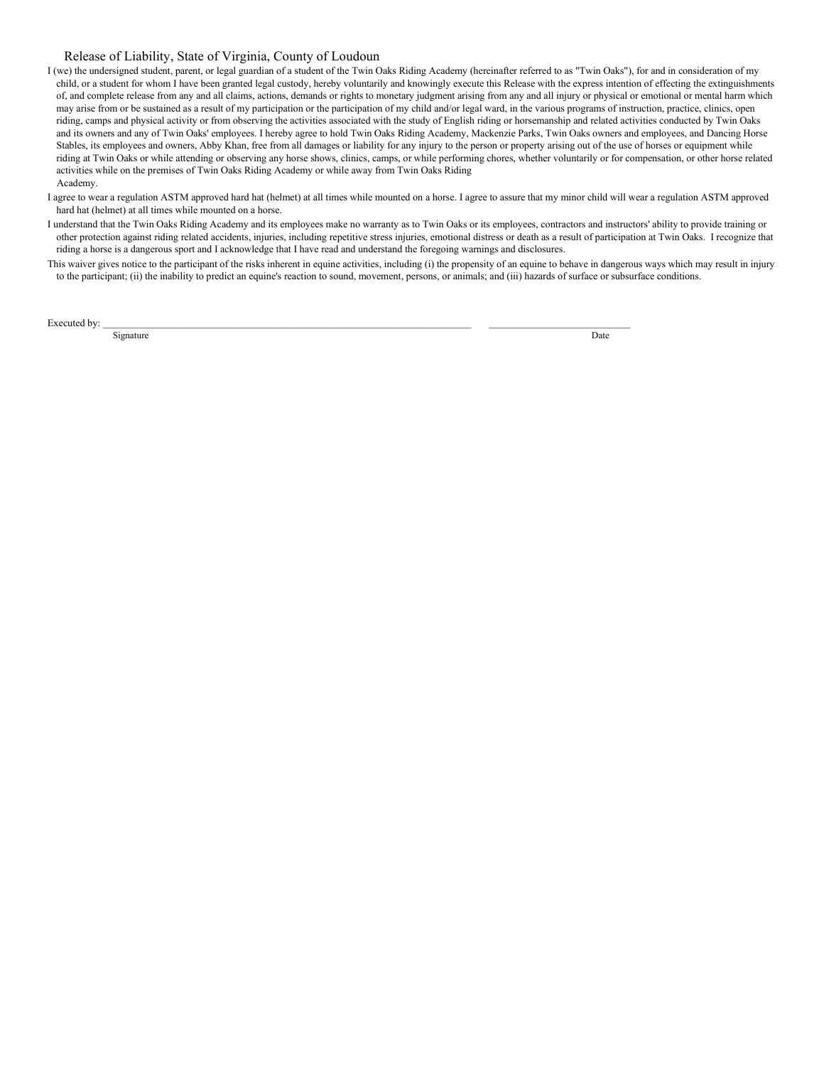# Release of Liability, State of Virginia, County of Loudoun

I (we) the undersigned student, parent, or legal guardian of a student of the Twin Oaks Riding Academy (hereinafter referred to as "Twin Oaks"), for and in consideration of my child, or a student for whom I have been granted legal custody, hereby voluntarily and knowingly execute this Release with the express intention of effecting the extinguishments of, and complete release from any and all claims, actions, demands or rights to monetary judgment arising from any and all injury or physical or emotional or mental harm which may arise from or be sustained as a result of my participation or the participation of my child and/or legal ward, in the various programs of instruction, practice, clinics, open riding, camps and physical activity or from observing the activities associated with the study of English riding or horsemanship and related activities conducted by Twin Oaks and its owners and any of Twin Oaks' employees. I hereby agree to hold Twin Oaks Riding Academy, Mackenzie Parks, Twin Oaks owners and employees, and Dancing Horse Stables, its employees and owners, Abby Khan, free from all damages or liability for any injury to the person or property arising out of the use of horses or equipment while riding at Twin Oaks or while attending or observing any horse shows, clinics, camps, or while performing chores, whether voluntarily or for compensation, or other horse related activities while on the premises of Twin Oaks Riding Academy or while away from Twin Oaks Riding Academy.

I agree to wear a regulation ASTM approved hard hat (helmet) at all times while mounted on a horse. I agree to assure that my minor child will wear a regulation ASTM approved hard hat (helmet) at all times while mounted on a horse.

I understand that the Twin Oaks Riding Academy and its employees make no warranty as to Twin Oaks or its employees, contractors and instructors' ability to provide training or other protection against riding related accidents, injuries, including repetitive stress injuries, emotional distress or death as a result of participation at Twin Oaks. I recognize that riding a horse is a dangerous sport and I acknowledge that I have read and understand the foregoing warnings and disclosures.

This waiver gives notice to the participant of the risks inherent in equine activities, including (i) the propensity of an equine to behave in dangerous ways which may result in injury to the participant; (ii) the inability to predict an equine's reaction to sound, movement, persons, or animals; and (iii) hazards of surface or subsurface conditions.

Executed by: ______________________________________________ ______________________

Signature Date